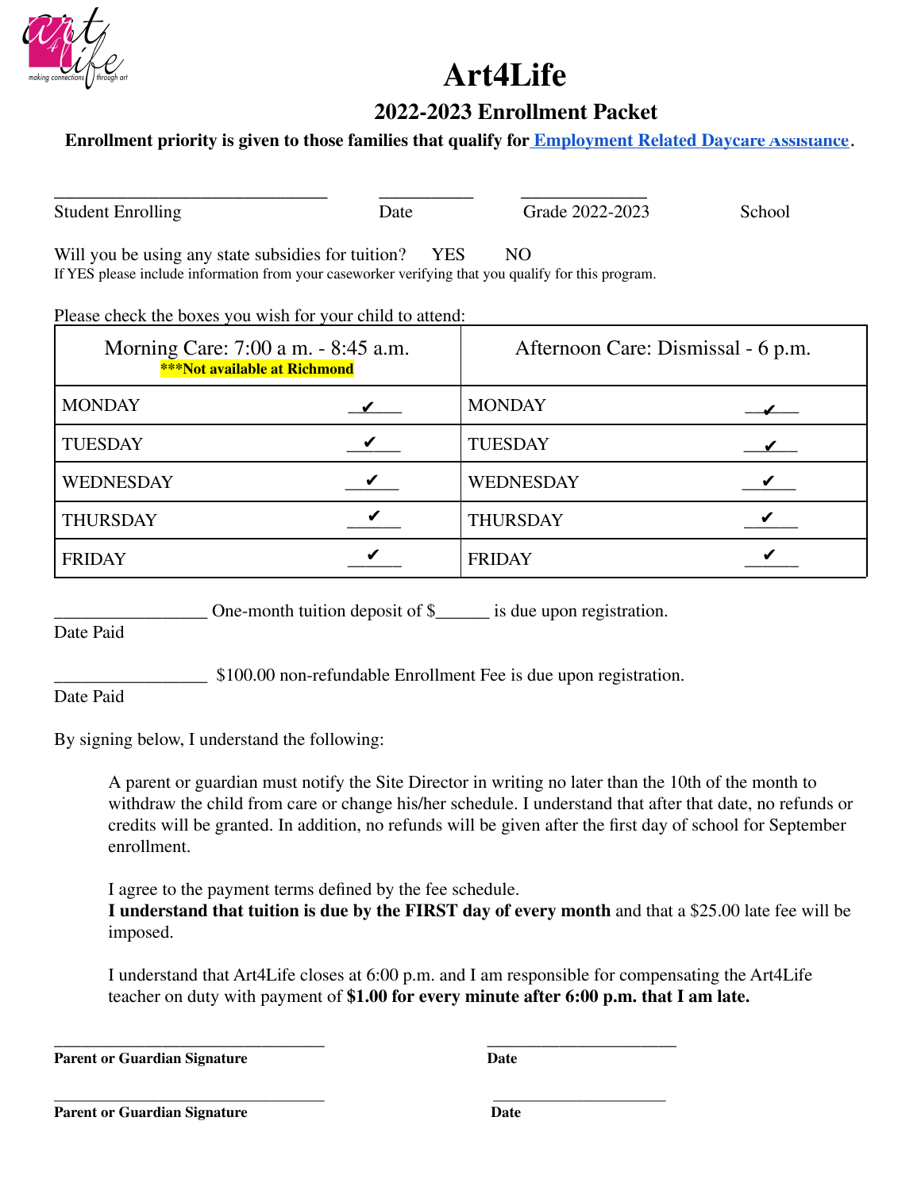# Art4Life

## 2022-2023 Enrollment Packet

**Enrollment priority is given to those families that qualify for Employment Related Daycare Assistance.**

_______________________________ Student Enrolling &nbsp;&nbsp;&nbsp; __________ Date &nbsp;&nbsp;&nbsp; ______________ Grade 2022-2023 &nbsp;&nbsp;&nbsp; School

Will you be using any state subsidies for tuition? YES NO

If YES please include information from your caseworker verifying that you qualify for this program.

Please check the boxes you wish for your child to attend:

| Morning Care: 7:00 a m. - 8:45 a.m. ***Not available at Richmond | | Afternoon Care: Dismissal - 6 p.m. | |
|---|---|---|---|
| MONDAY | ✔ | MONDAY | ✔ |
| TUESDAY | ✔ | TUESDAY | ✔ |
| WEDNESDAY | ✔ | WEDNESDAY | ✔ |
| THURSDAY | ✔ | THURSDAY | ✔ |
| FRIDAY | ✔ | FRIDAY | ✔ |

_________________ One-month tuition deposit of $______ is due upon registration.
Date Paid

_________________ $100.00 non-refundable Enrollment Fee is due upon registration.
Date Paid

By signing below, I understand the following:

A parent or guardian must notify the Site Director in writing no later than the 10th of the month to withdraw the child from care or change his/her schedule. I understand that after that date, no refunds or credits will be granted. In addition, no refunds will be given after the first day of school for September enrollment.

I agree to the payment terms defined by the fee schedule.
**I understand that tuition is due by the FIRST day of every month** and that a $25.00 late fee will be imposed.

I understand that Art4Life closes at 6:00 p.m. and I am responsible for compensating the Art4Life teacher on duty with payment of **$1.00 for every minute after 6:00 p.m. that I am late.**

_________________________________ &nbsp;&nbsp;&nbsp; ______________________
**Parent or Guardian Signature** &nbsp;&nbsp;&nbsp; **Date**

_________________________________ &nbsp;&nbsp;&nbsp; ______________________
**Parent or Guardian Signature** &nbsp;&nbsp;&nbsp; **Date**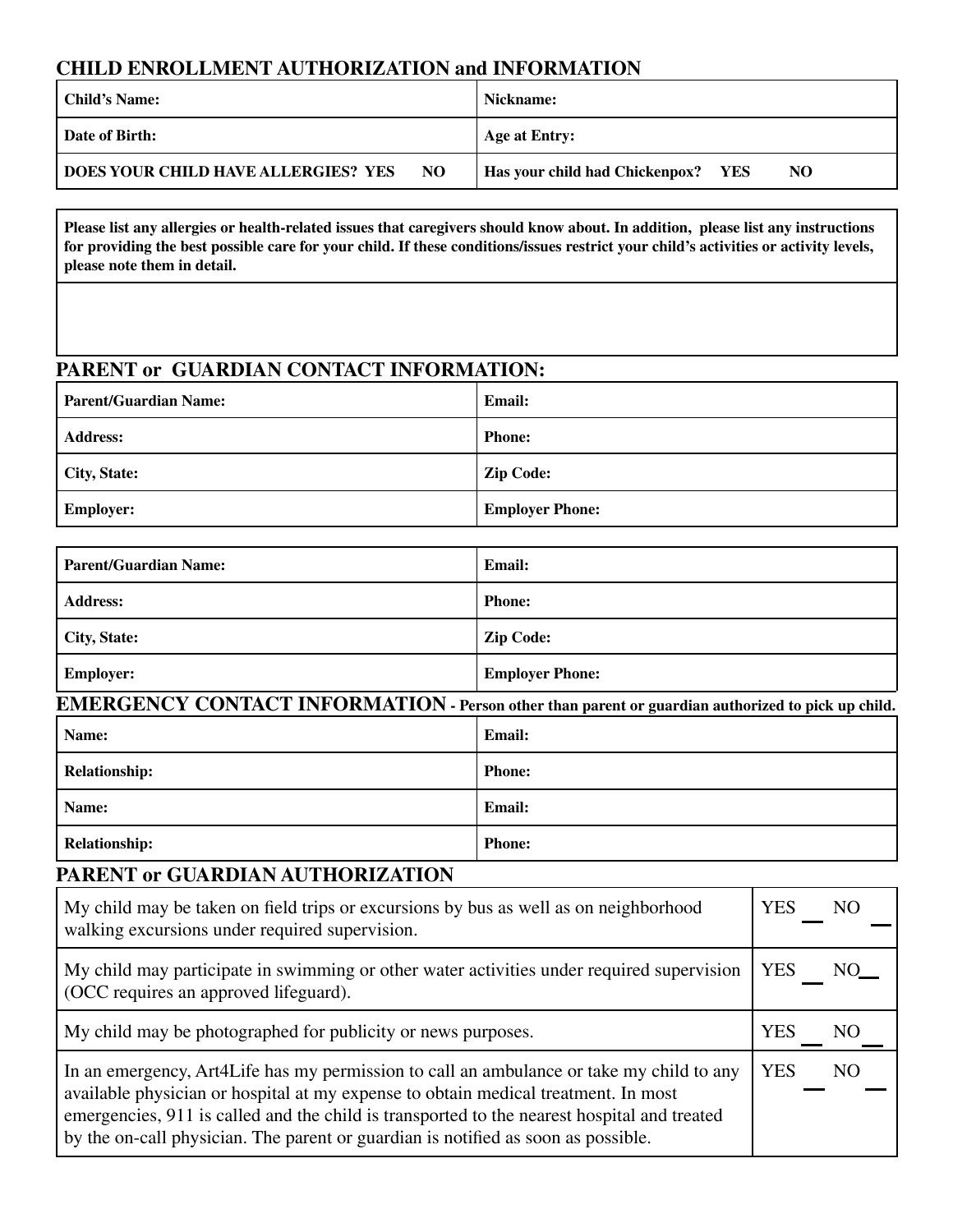## CHILD ENROLLMENT AUTHORIZATION and INFORMATION

| | |
|---|---|
| **Child's Name:** | **Nickname:** |
| **Date of Birth:** | **Age at Entry:** |
| **DOES YOUR CHILD HAVE ALLERGIES? YES NO** | **Has your child had Chickenpox? YES NO** |

| |
|---|
| **Please list any allergies or health-related issues that caregivers should know about. In addition, please list any instructions for providing the best possible care for your child. If these conditions/issues restrict your child's activities or activity levels, please note them in detail.** |
| |

## PARENT or GUARDIAN CONTACT INFORMATION:

| | |
|---|---|
| **Parent/Guardian Name:** | **Email:** |
| **Address:** | **Phone:** |
| **City, State:** | **Zip Code:** |
| **Employer:** | **Employer Phone:** |

| | |
|---|---|
| **Parent/Guardian Name:** | **Email:** |
| **Address:** | **Phone:** |
| **City, State:** | **Zip Code:** |
| **Employer:** | **Employer Phone:** |

## EMERGENCY CONTACT INFORMATION - Person other than parent or guardian authorized to pick up child.

| | |
|---|---|
| **Name:** | **Email:** |
| **Relationship:** | **Phone:** |
| **Name:** | **Email:** |
| **Relationship:** | **Phone:** |

## PARENT or GUARDIAN AUTHORIZATION

| | |
|---|---|
| My child may be taken on field trips or excursions by bus as well as on neighborhood walking excursions under required supervision. | YES ___ NO ___ |
| My child may participate in swimming or other water activities under required supervision (OCC requires an approved lifeguard). | YES ___ NO ___ |
| My child may be photographed for publicity or news purposes. | YES ___ NO ___ |
| In an emergency, Art4Life has my permission to call an ambulance or take my child to any available physician or hospital at my expense to obtain medical treatment. In most emergencies, 911 is called and the child is transported to the nearest hospital and treated by the on-call physician. The parent or guardian is notified as soon as possible. | YES ___ NO ___ |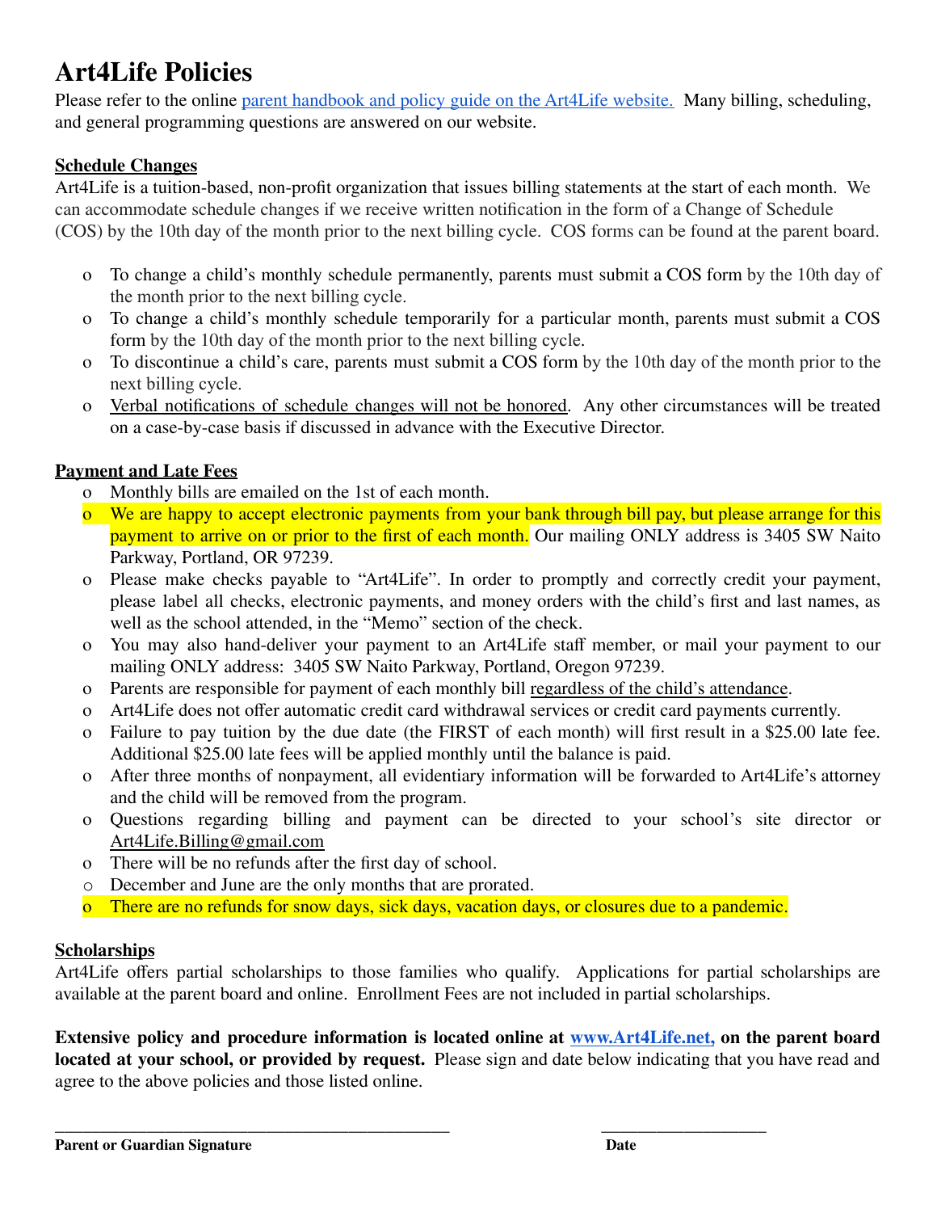# Art4Life Policies

Please refer to the online [parent handbook and policy guide on the Art4Life website.](https://www.Art4Life.net) Many billing, scheduling, and general programming questions are answered on our website.

**<u>Schedule Changes</u>**

Art4Life is a tuition-based, non-profit organization that issues billing statements at the start of each month. We can accommodate schedule changes if we receive written notification in the form of a Change of Schedule (COS) by the 10th day of the month prior to the next billing cycle. COS forms can be found at the parent board.

- To change a child's monthly schedule permanently, parents must submit a COS form by the 10th day of the month prior to the next billing cycle.
- To change a child's monthly schedule temporarily for a particular month, parents must submit a COS form by the 10th day of the month prior to the next billing cycle.
- To discontinue a child's care, parents must submit a COS form by the 10th day of the month prior to the next billing cycle.
- <u>Verbal notifications of schedule changes will not be honored</u>. Any other circumstances will be treated on a case-by-case basis if discussed in advance with the Executive Director.

**<u>Payment and Late Fees</u>**

- Monthly bills are emailed on the 1st of each month.
- We are happy to accept electronic payments from your bank through bill pay, but please arrange for this payment to arrive on or prior to the first of each month. Our mailing ONLY address is 3405 SW Naito Parkway, Portland, OR 97239.
- Please make checks payable to "Art4Life". In order to promptly and correctly credit your payment, please label all checks, electronic payments, and money orders with the child's first and last names, as well as the school attended, in the "Memo" section of the check.
- You may also hand-deliver your payment to an Art4Life staff member, or mail your payment to our mailing ONLY address: 3405 SW Naito Parkway, Portland, Oregon 97239.
- Parents are responsible for payment of each monthly bill <u>regardless of the child's attendance</u>.
- Art4Life does not offer automatic credit card withdrawal services or credit card payments currently.
- Failure to pay tuition by the due date (the FIRST of each month) will first result in a $25.00 late fee. Additional $25.00 late fees will be applied monthly until the balance is paid.
- After three months of nonpayment, all evidentiary information will be forwarded to Art4Life's attorney and the child will be removed from the program.
- Questions regarding billing and payment can be directed to your school's site director or <u>Art4Life.Billing@gmail.com</u>
- There will be no refunds after the first day of school.
- December and June are the only months that are prorated.
- There are no refunds for snow days, sick days, vacation days, or closures due to a pandemic.

**<u>Scholarships</u>**

Art4Life offers partial scholarships to those families who qualify. Applications for partial scholarships are available at the parent board and online. Enrollment Fees are not included in partial scholarships.

**Extensive policy and procedure information is located online at [www.Art4Life.net](http://www.Art4Life.net), on the parent board located at your school, or provided by request.** Please sign and date below indicating that you have read and agree to the above policies and those listed online.

_______________________________________________ &nbsp;&nbsp;&nbsp;&nbsp;&nbsp;&nbsp;&nbsp;&nbsp; ____________________

**Parent or Guardian Signature** &nbsp;&nbsp;&nbsp;&nbsp;&nbsp;&nbsp;&nbsp;&nbsp;&nbsp;&nbsp;&nbsp;&nbsp;&nbsp;&nbsp;&nbsp;&nbsp;&nbsp;&nbsp;&nbsp;&nbsp;&nbsp;&nbsp;&nbsp;&nbsp;&nbsp;&nbsp;&nbsp;&nbsp;&nbsp;&nbsp;&nbsp;&nbsp; **Date**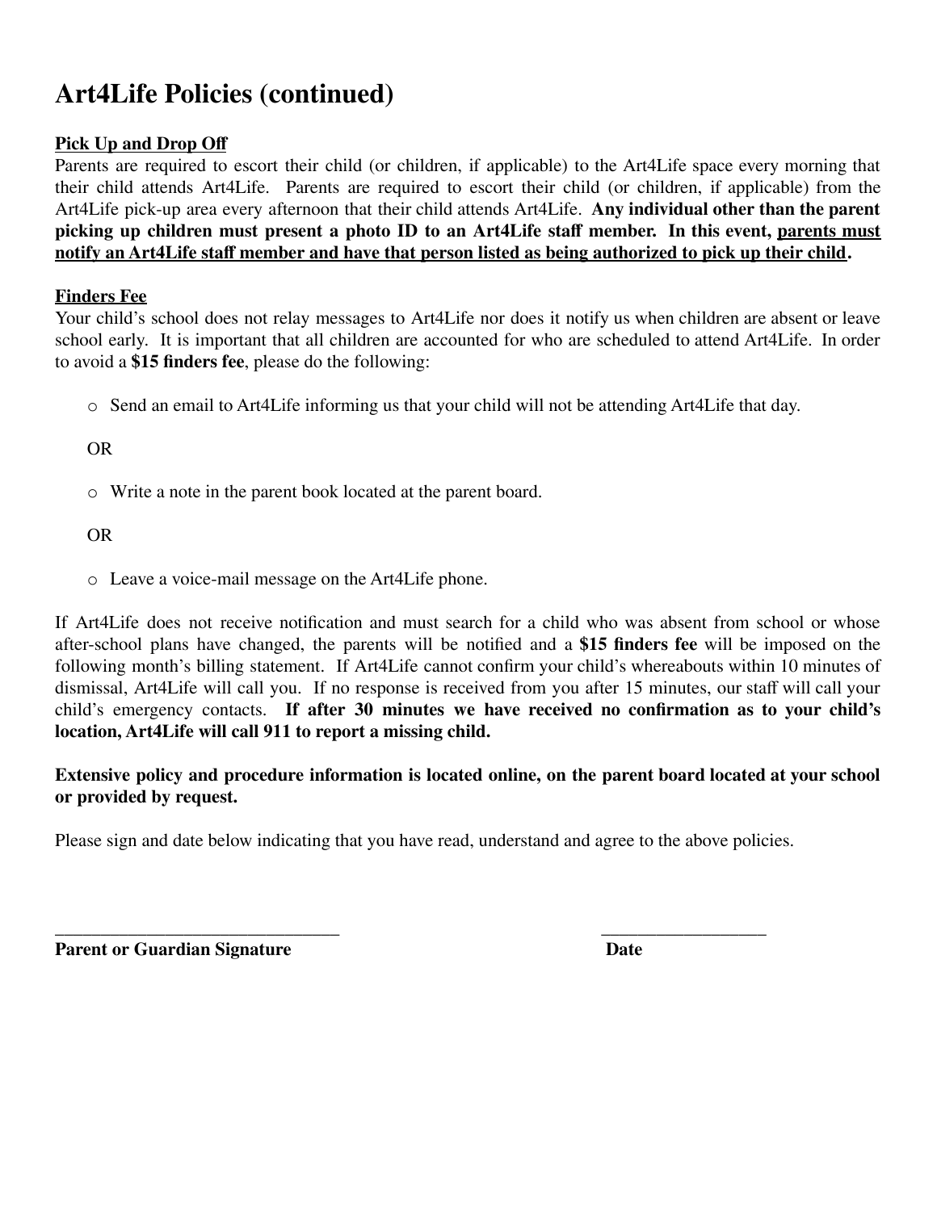# Art4Life Policies (continued)

**Pick Up and Drop Off**

Parents are required to escort their child (or children, if applicable) to the Art4Life space every morning that their child attends Art4Life. Parents are required to escort their child (or children, if applicable) from the Art4Life pick-up area every afternoon that their child attends Art4Life. **Any individual other than the parent picking up children must present a photo ID to an Art4Life staff member. In this event, parents must notify an Art4Life staff member and have that person listed as being authorized to pick up their child.**

**Finders Fee**

Your child's school does not relay messages to Art4Life nor does it notify us when children are absent or leave school early. It is important that all children are accounted for who are scheduled to attend Art4Life. In order to avoid a **$15 finders fee**, please do the following:

- Send an email to Art4Life informing us that your child will not be attending Art4Life that day.

OR

- Write a note in the parent book located at the parent board.

OR

- Leave a voice-mail message on the Art4Life phone.

If Art4Life does not receive notification and must search for a child who was absent from school or whose after-school plans have changed, the parents will be notified and a **$15 finders fee** will be imposed on the following month's billing statement. If Art4Life cannot confirm your child's whereabouts within 10 minutes of dismissal, Art4Life will call you. If no response is received from you after 15 minutes, our staff will call your child's emergency contacts. **If after 30 minutes we have received no confirmation as to your child's location, Art4Life will call 911 to report a missing child.**

**Extensive policy and procedure information is located online, on the parent board located at your school or provided by request.**

Please sign and date below indicating that you have read, understand and agree to the above policies.

_______________________________ __________________

**Parent or Guardian Signature** **Date**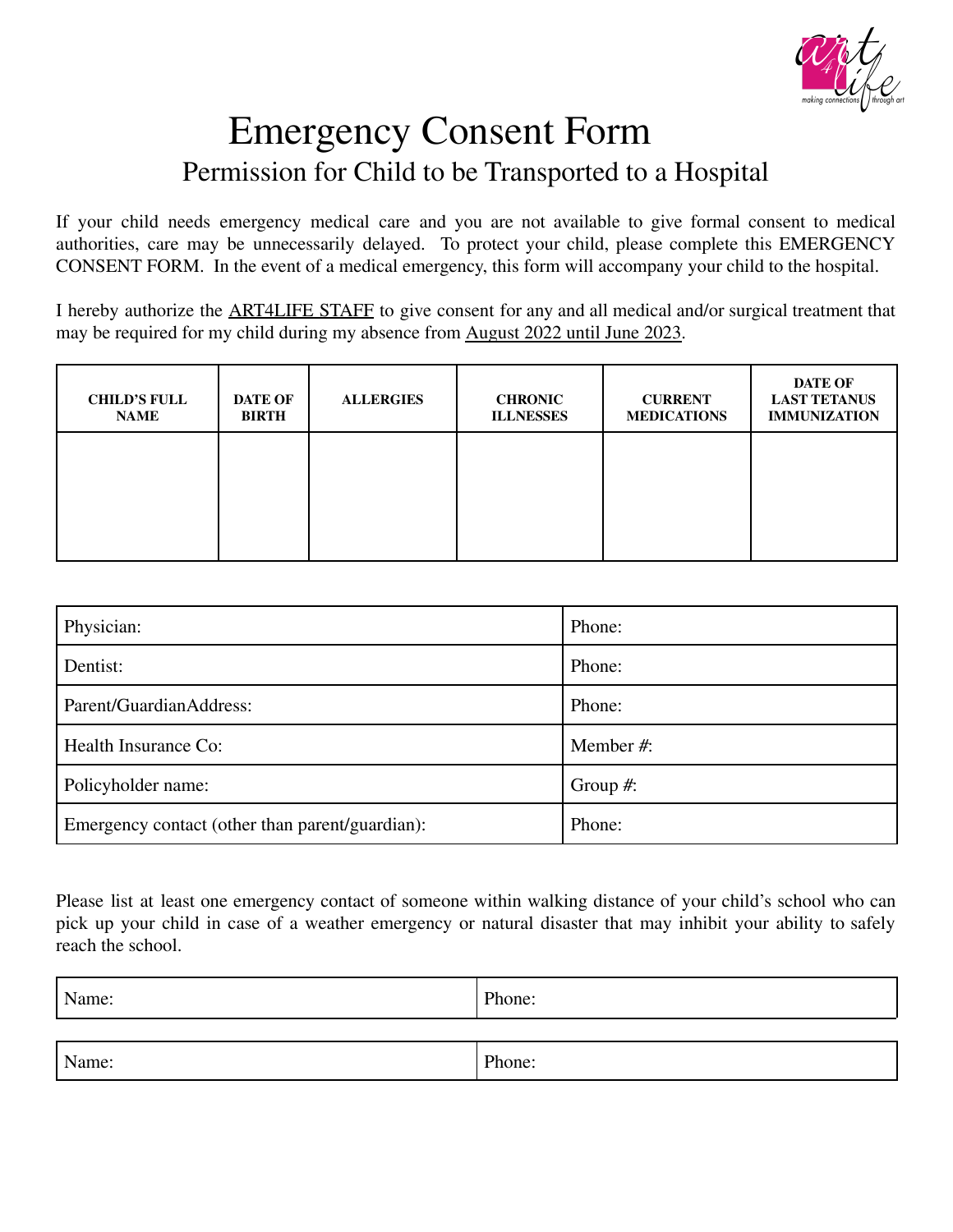# Emergency Consent Form

## Permission for Child to be Transported to a Hospital

If your child needs emergency medical care and you are not available to give formal consent to medical authorities, care may be unnecessarily delayed. To protect your child, please complete this EMERGENCY CONSENT FORM. In the event of a medical emergency, this form will accompany your child to the hospital.

I hereby authorize the ART4LIFE STAFF to give consent for any and all medical and/or surgical treatment that may be required for my child during my absence from August 2022 until June 2023.

| CHILD'S FULL NAME | DATE OF BIRTH | ALLERGIES | CHRONIC ILLNESSES | CURRENT MEDICATIONS | DATE OF LAST TETANUS IMMUNIZATION |
|---|---|---|---|---|---|
| | | | | | |

| | |
|---|---|
| Physician: | Phone: |
| Dentist: | Phone: |
| Parent/GuardianAddress: | Phone: |
| Health Insurance Co: | Member #: |
| Policyholder name: | Group #: |
| Emergency contact (other than parent/guardian): | Phone: |

Please list at least one emergency contact of someone within walking distance of your child's school who can pick up your child in case of a weather emergency or natural disaster that may inhibit your ability to safely reach the school.

| | |
|---|---|
| Name: | Phone: |

| | |
|---|---|
| Name: | Phone: |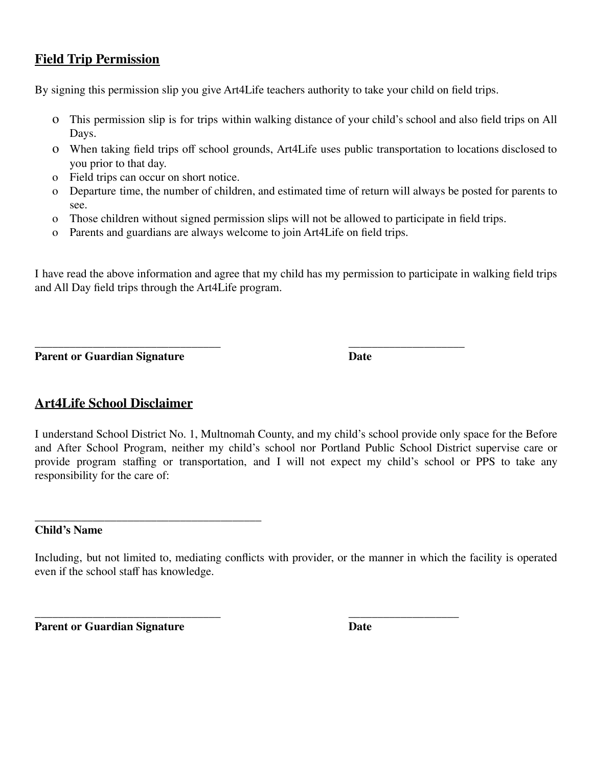## Field Trip Permission

By signing this permission slip you give Art4Life teachers authority to take your child on field trips.

- This permission slip is for trips within walking distance of your child's school and also field trips on All Days.
- When taking field trips off school grounds, Art4Life uses public transportation to locations disclosed to you prior to that day.
- Field trips can occur on short notice.
- Departure time, the number of children, and estimated time of return will always be posted for parents to see.
- Those children without signed permission slips will not be allowed to participate in field trips.
- Parents and guardians are always welcome to join Art4Life on field trips.

I have read the above information and agree that my child has my permission to participate in walking field trips and All Day field trips through the Art4Life program.

_________________________________ ____________________

**Parent or Guardian Signature** **Date**

## Art4Life School Disclaimer

I understand School District No. 1, Multnomah County, and my child's school provide only space for the Before and After School Program, neither my child's school nor Portland Public School District supervise care or provide program staffing or transportation, and I will not expect my child's school or PPS to take any responsibility for the care of:

________________________________________

**Child's Name**

Including, but not limited to, mediating conflicts with provider, or the manner in which the facility is operated even if the school staff has knowledge.

_________________________________ ___________________

**Parent or Guardian Signature** **Date**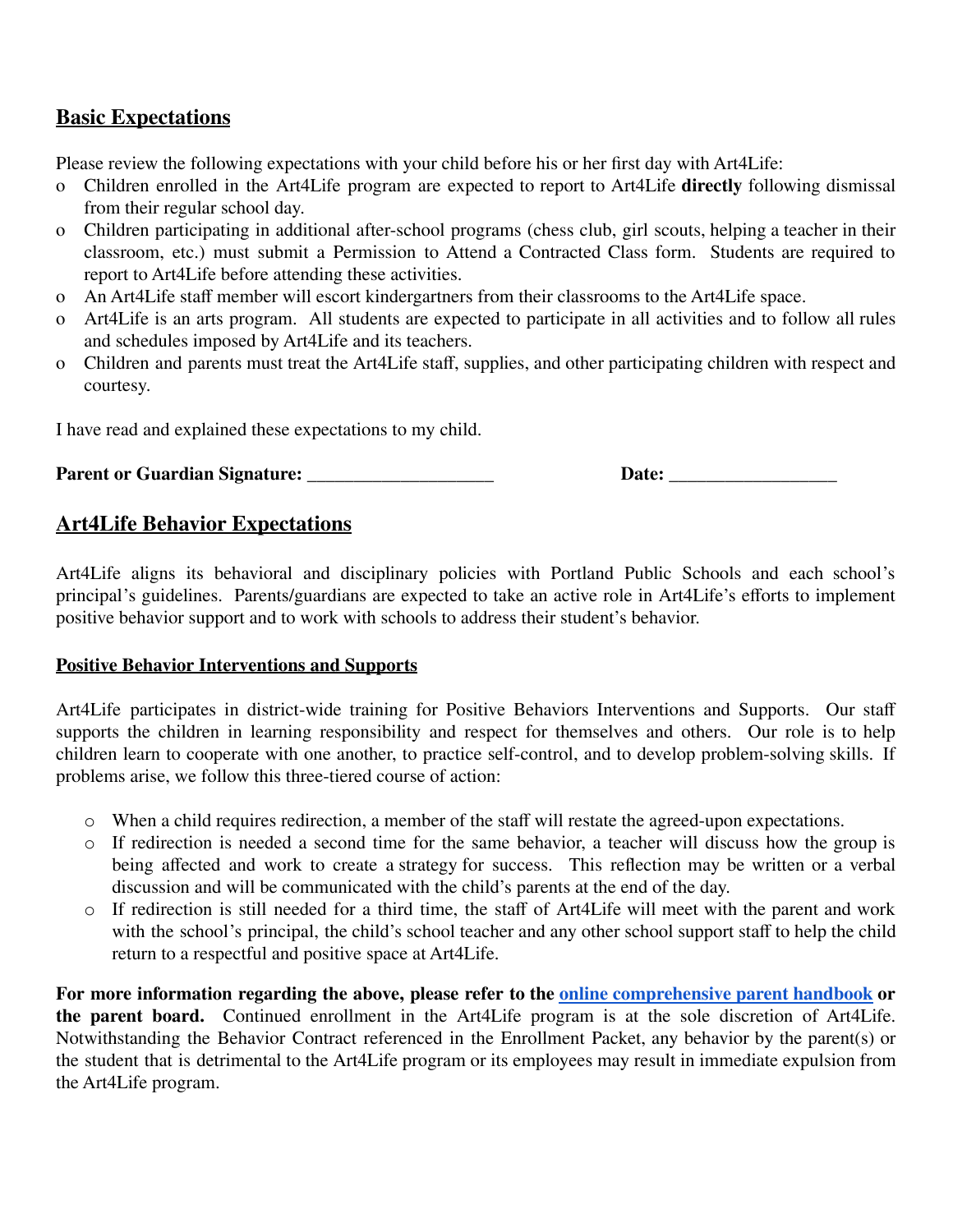## Basic Expectations

Please review the following expectations with your child before his or her first day with Art4Life:

- Children enrolled in the Art4Life program are expected to report to Art4Life **directly** following dismissal from their regular school day.
- Children participating in additional after-school programs (chess club, girl scouts, helping a teacher in their classroom, etc.) must submit a Permission to Attend a Contracted Class form. Students are required to report to Art4Life before attending these activities.
- An Art4Life staff member will escort kindergartners from their classrooms to the Art4Life space.
- Art4Life is an arts program. All students are expected to participate in all activities and to follow all rules and schedules imposed by Art4Life and its teachers.
- Children and parents must treat the Art4Life staff, supplies, and other participating children with respect and courtesy.

I have read and explained these expectations to my child.

**Parent or Guardian Signature:** ____________________ **Date:** __________________

## Art4Life Behavior Expectations

Art4Life aligns its behavioral and disciplinary policies with Portland Public Schools and each school's principal's guidelines. Parents/guardians are expected to take an active role in Art4Life's efforts to implement positive behavior support and to work with schools to address their student's behavior.

### Positive Behavior Interventions and Supports

Art4Life participates in district-wide training for Positive Behaviors Interventions and Supports. Our staff supports the children in learning responsibility and respect for themselves and others. Our role is to help children learn to cooperate with one another, to practice self-control, and to develop problem-solving skills. If problems arise, we follow this three-tiered course of action:

- When a child requires redirection, a member of the staff will restate the agreed-upon expectations.
- If redirection is needed a second time for the same behavior, a teacher will discuss how the group is being affected and work to create a strategy for success. This reflection may be written or a verbal discussion and will be communicated with the child's parents at the end of the day.
- If redirection is still needed for a third time, the staff of Art4Life will meet with the parent and work with the school's principal, the child's school teacher and any other school support staff to help the child return to a respectful and positive space at Art4Life.

**For more information regarding the above, please refer to the online comprehensive parent handbook or the parent board.** Continued enrollment in the Art4Life program is at the sole discretion of Art4Life. Notwithstanding the Behavior Contract referenced in the Enrollment Packet, any behavior by the parent(s) or the student that is detrimental to the Art4Life program or its employees may result in immediate expulsion from the Art4Life program.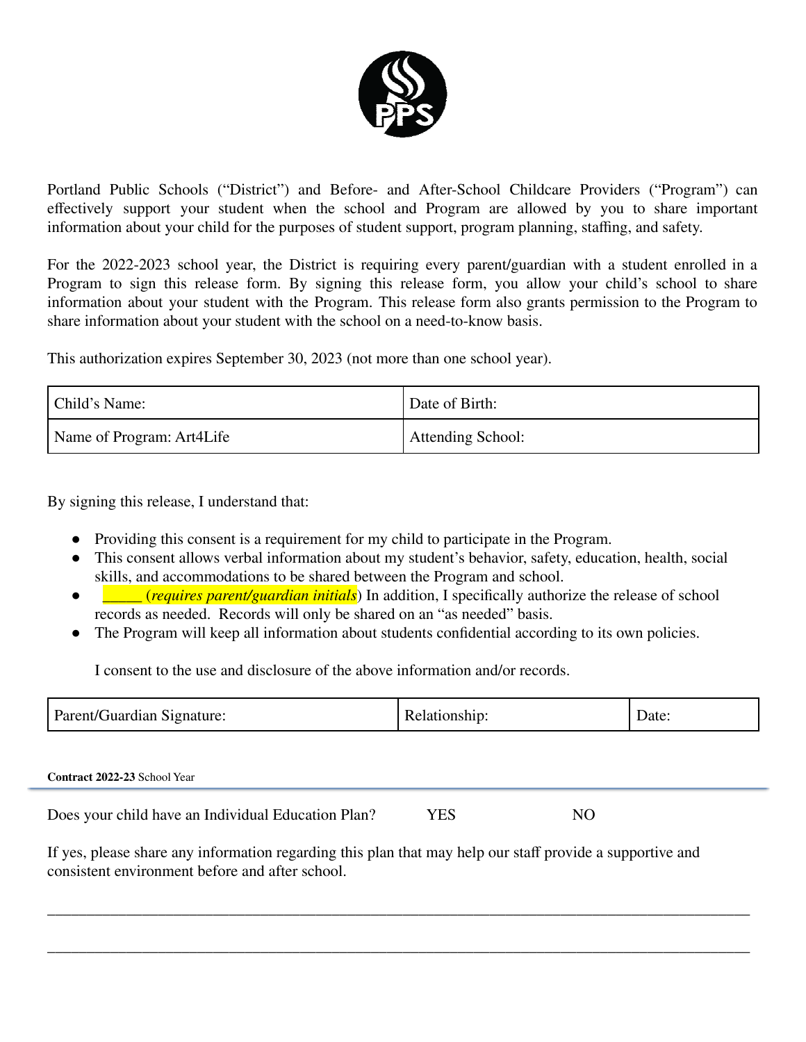Portland Public Schools ("District") and Before- and After-School Childcare Providers ("Program") can effectively support your student when the school and Program are allowed by you to share important information about your child for the purposes of student support, program planning, staffing, and safety.

For the 2022-2023 school year, the District is requiring every parent/guardian with a student enrolled in a Program to sign this release form. By signing this release form, you allow your child's school to share information about your student with the Program. This release form also grants permission to the Program to share information about your student with the school on a need-to-know basis.

This authorization expires September 30, 2023 (not more than one school year).

| Child's Name: | Date of Birth: |
|---|---|
| Name of Program: Art4Life | Attending School: |

By signing this release, I understand that:

- Providing this consent is a requirement for my child to participate in the Program.
- This consent allows verbal information about my student's behavior, safety, education, health, social skills, and accommodations to be shared between the Program and school.
- _____ (*requires parent/guardian initials*) In addition, I specifically authorize the release of school records as needed. Records will only be shared on an "as needed" basis.
- The Program will keep all information about students confidential according to its own policies.

I consent to the use and disclosure of the above information and/or records.

| Parent/Guardian Signature: | Relationship: | Date: |
|---|---|---|

**Contract 2022-23** School Year

Does your child have an Individual Education Plan? YES NO

If yes, please share any information regarding this plan that may help our staff provide a supportive and consistent environment before and after school.

______________________________________________________________________________

______________________________________________________________________________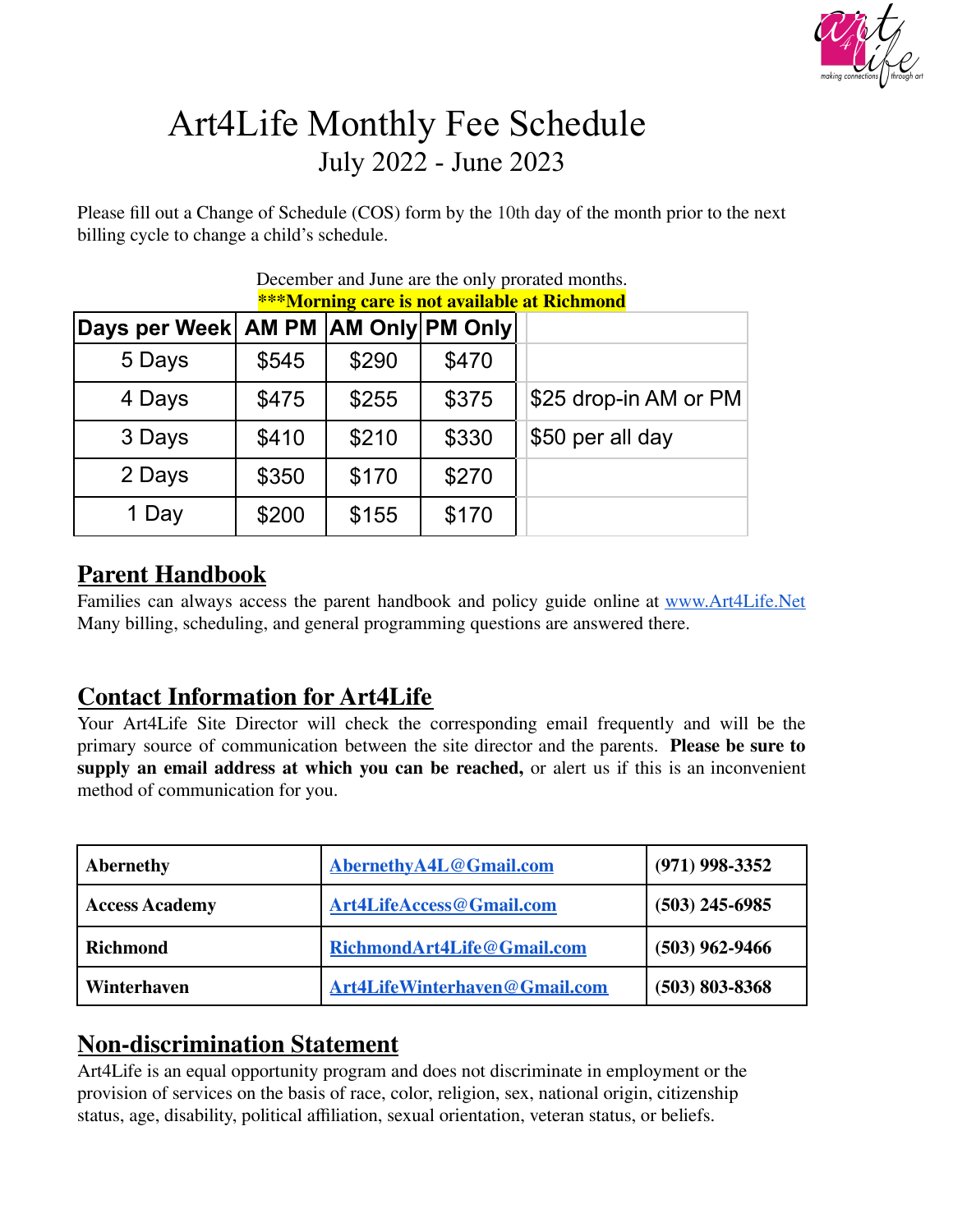# Art4Life Monthly Fee Schedule

## July 2022 - June 2023

Please fill out a Change of Schedule (COS) form by the 10th day of the month prior to the next billing cycle to change a child's schedule.

December and June are the only prorated months.

**\*\*\*Morning care is not available at Richmond**

| Days per Week | AM PM | AM Only | PM Only | |
|---|---|---|---|---|
| 5 Days | $545 | $290 | $470 | |
| 4 Days | $475 | $255 | $375 | $25 drop-in AM or PM |
| 3 Days | $410 | $210 | $330 | $50 per all day |
| 2 Days | $350 | $170 | $270 | |
| 1 Day | $200 | $155 | $170 | |

## Parent Handbook

Families can always access the parent handbook and policy guide online at www.Art4Life.Net Many billing, scheduling, and general programming questions are answered there.

## Contact Information for Art4Life

Your Art4Life Site Director will check the corresponding email frequently and will be the primary source of communication between the site director and the parents. **Please be sure to supply an email address at which you can be reached,** or alert us if this is an inconvenient method of communication for you.

| | | |
|---|---|---|
| **Abernethy** | **AbernethyA4L@Gmail.com** | **(971) 998-3352** |
| **Access Academy** | **Art4LifeAccess@Gmail.com** | **(503) 245-6985** |
| **Richmond** | **RichmondArt4Life@Gmail.com** | **(503) 962-9466** |
| **Winterhaven** | **Art4LifeWinterhaven@Gmail.com** | **(503) 803-8368** |

## Non-discrimination Statement

Art4Life is an equal opportunity program and does not discriminate in employment or the provision of services on the basis of race, color, religion, sex, national origin, citizenship status, age, disability, political affiliation, sexual orientation, veteran status, or beliefs.